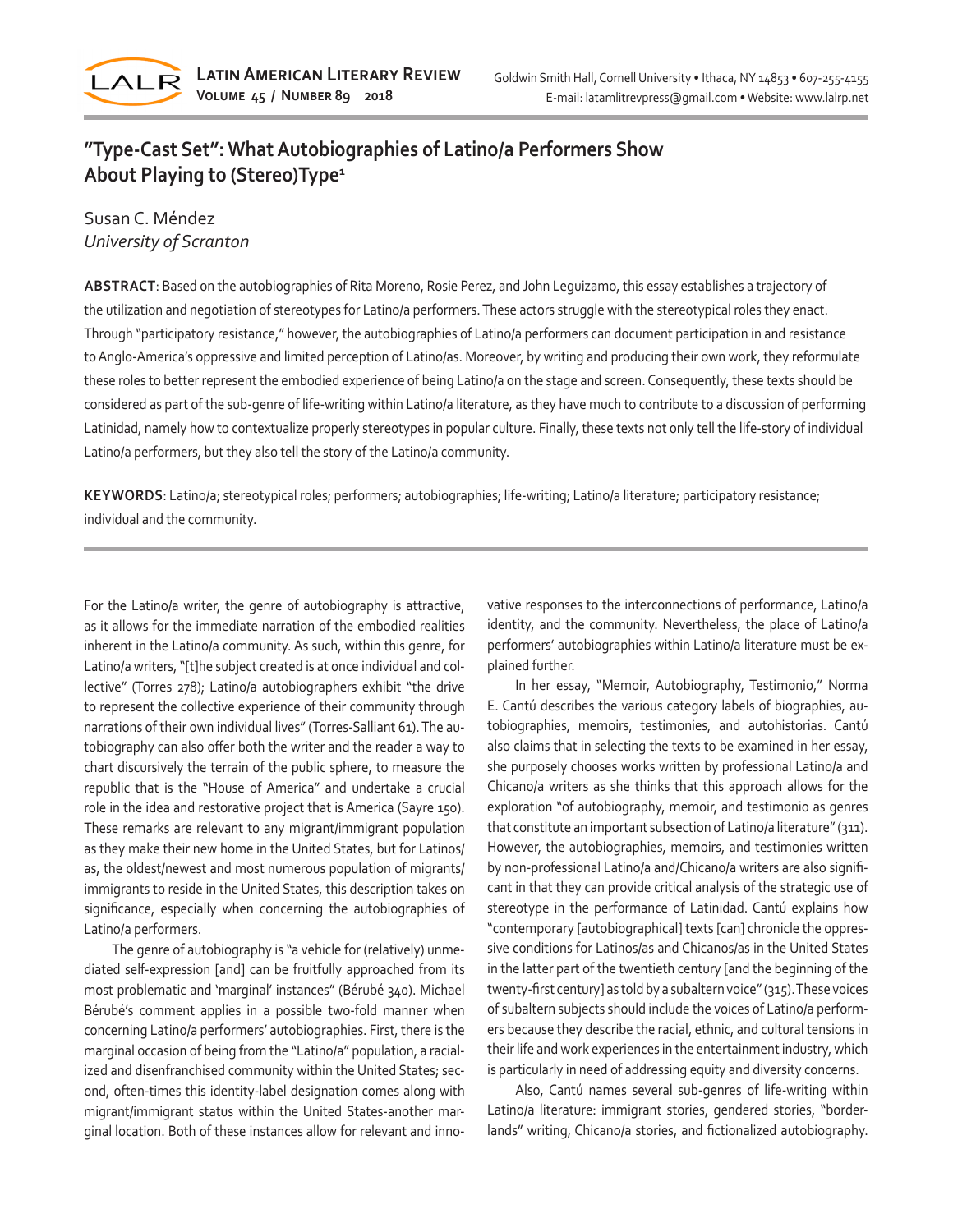# "Type-Cast Set": What Autobiographies of Latino/a Performers Show About Playing to (Stereo)Type[1]

Susan C. Méndez
*University of Scranton*

**ABSTRACT**: Based on the autobiographies of Rita Moreno, Rosie Perez, and John Leguizamo, this essay establishes a trajectory of the utilization and negotiation of stereotypes for Latino/a performers. These actors struggle with the stereotypical roles they enact. Through "participatory resistance," however, the autobiographies of Latino/a performers can document participation in and resistance to Anglo-America's oppressive and limited perception of Latino/as. Moreover, by writing and producing their own work, they reformulate these roles to better represent the embodied experience of being Latino/a on the stage and screen. Consequently, these texts should be considered as part of the sub-genre of life-writing within Latino/a literature, as they have much to contribute to a discussion of performing Latinidad, namely how to contextualize properly stereotypes in popular culture. Finally, these texts not only tell the life-story of individual Latino/a performers, but they also tell the story of the Latino/a community.

**KEYWORDS**: Latino/a; stereotypical roles; performers; autobiographies; life-writing; Latino/a literature; participatory resistance; individual and the community.

For the Latino/a writer, the genre of autobiography is attractive, as it allows for the immediate narration of the embodied realities inherent in the Latino/a community. As such, within this genre, for Latino/a writers, "[t]he subject created is at once individual and collective" (Torres 278); Latino/a autobiographers exhibit "the drive to represent the collective experience of their community through narrations of their own individual lives" (Torres-Salliant 61). The autobiography can also offer both the writer and the reader a way to chart discursively the terrain of the public sphere, to measure the republic that is the "House of America" and undertake a crucial role in the idea and restorative project that is America (Sayre 150). These remarks are relevant to any migrant/immigrant population as they make their new home in the United States, but for Latinos/as, the oldest/newest and most numerous population of migrants/immigrants to reside in the United States, this description takes on significance, especially when concerning the autobiographies of Latino/a performers.

The genre of autobiography is "a vehicle for (relatively) unmediated self-expression [and] can be fruitfully approached from its most problematic and 'marginal' instances" (Bérubé 340). Michael Bérubé's comment applies in a possible two-fold manner when concerning Latino/a performers' autobiographies. First, there is the marginal occasion of being from the "Latino/a" population, a racialized and disenfranchised community within the United States; second, often-times this identity-label designation comes along with migrant/immigrant status within the United States-another marginal location. Both of these instances allow for relevant and innovative responses to the interconnections of performance, Latino/a identity, and the community. Nevertheless, the place of Latino/a performers' autobiographies within Latino/a literature must be explained further.

In her essay, "Memoir, Autobiography, Testimonio," Norma E. Cantú describes the various category labels of biographies, autobiographies, memoirs, testimonies, and autohistorias. Cantú also claims that in selecting the texts to be examined in her essay, she purposely chooses works written by professional Latino/a and Chicano/a writers as she thinks that this approach allows for the exploration "of autobiography, memoir, and testimonio as genres that constitute an important subsection of Latino/a literature" (311). However, the autobiographies, memoirs, and testimonies written by non-professional Latino/a and/Chicano/a writers are also significant in that they can provide critical analysis of the strategic use of stereotype in the performance of Latinidad. Cantú explains how "contemporary [autobiographical] texts [can] chronicle the oppressive conditions for Latinos/as and Chicanos/as in the United States in the latter part of the twentieth century [and the beginning of the twenty-first century] as told by a subaltern voice" (315). These voices of subaltern subjects should include the voices of Latino/a performers because they describe the racial, ethnic, and cultural tensions in their life and work experiences in the entertainment industry, which is particularly in need of addressing equity and diversity concerns.

Also, Cantú names several sub-genres of life-writing within Latino/a literature: immigrant stories, gendered stories, "borderlands" writing, Chicano/a stories, and fictionalized autobiography.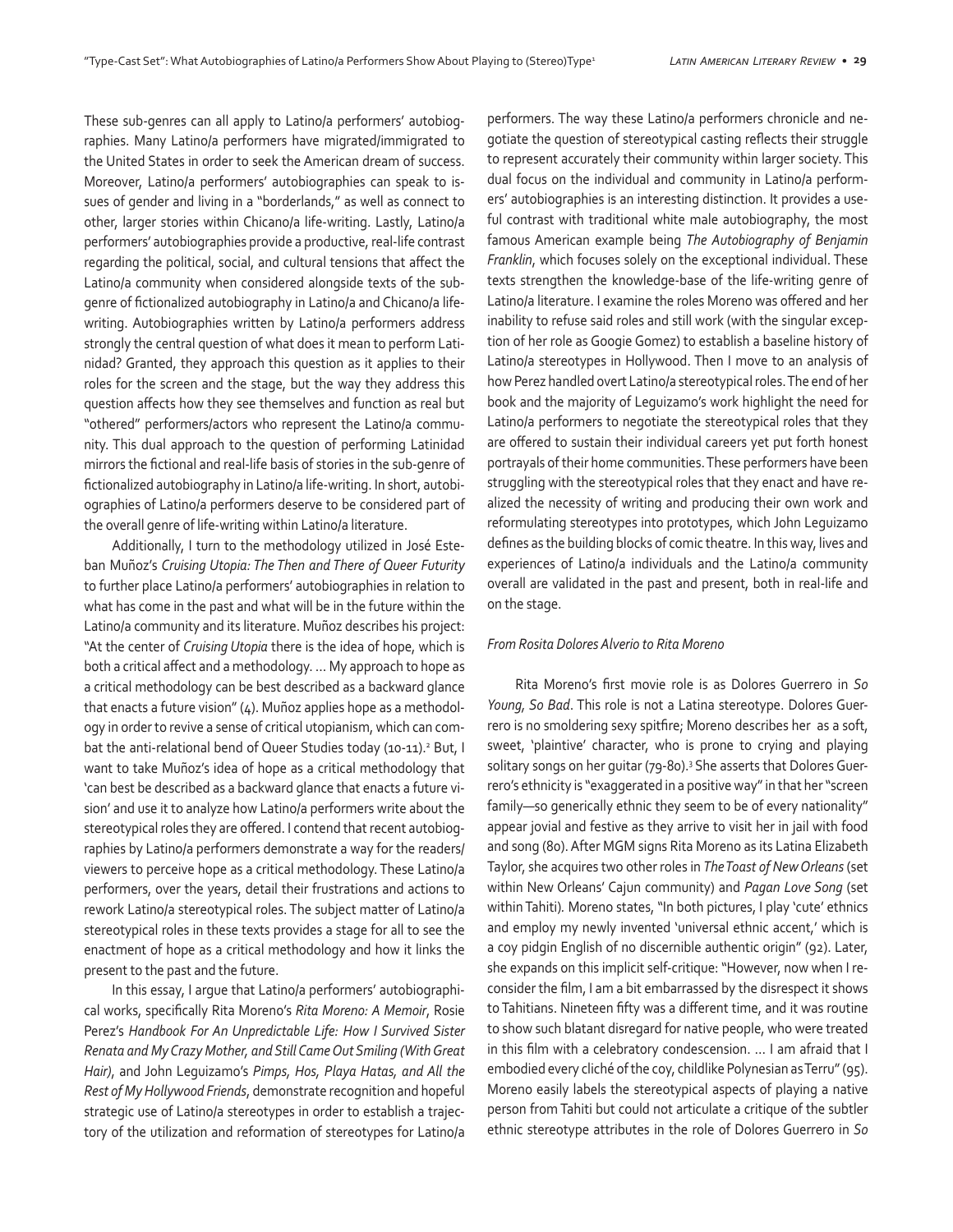These sub-genres can all apply to Latino/a performers' autobiographies. Many Latino/a performers have migrated/immigrated to the United States in order to seek the American dream of success. Moreover, Latino/a performers' autobiographies can speak to issues of gender and living in a "borderlands," as well as connect to other, larger stories within Chicano/a life-writing. Lastly, Latino/a performers' autobiographies provide a productive, real-life contrast regarding the political, social, and cultural tensions that affect the Latino/a community when considered alongside texts of the subgenre of fictionalized autobiography in Latino/a and Chicano/a life-writing. Autobiographies written by Latino/a performers address strongly the central question of what does it mean to perform Latinidad? Granted, they approach this question as it applies to their roles for the screen and the stage, but the way they address this question affects how they see themselves and function as real but "othered" performers/actors who represent the Latino/a community. This dual approach to the question of performing Latinidad mirrors the fictional and real-life basis of stories in the sub-genre of fictionalized autobiography in Latino/a life-writing. In short, autobiographies of Latino/a performers deserve to be considered part of the overall genre of life-writing within Latino/a literature.

Additionally, I turn to the methodology utilized in José Esteban Muñoz's *Cruising Utopia: The Then and There of Queer Futurity* to further place Latino/a performers' autobiographies in relation to what has come in the past and what will be in the future within the Latino/a community and its literature. Muñoz describes his project: "At the center of *Cruising Utopia* there is the idea of hope, which is both a critical affect and a methodology. … My approach to hope as a critical methodology can be best described as a backward glance that enacts a future vision" (4). Muñoz applies hope as a methodology in order to revive a sense of critical utopianism, which can combat the anti-relational bend of Queer Studies today (10-11).[2] But, I want to take Muñoz's idea of hope as a critical methodology that 'can best be described as a backward glance that enacts a future vision' and use it to analyze how Latino/a performers write about the stereotypical roles they are offered. I contend that recent autobiographies by Latino/a performers demonstrate a way for the readers/viewers to perceive hope as a critical methodology. These Latino/a performers, over the years, detail their frustrations and actions to rework Latino/a stereotypical roles. The subject matter of Latino/a stereotypical roles in these texts provides a stage for all to see the enactment of hope as a critical methodology and how it links the present to the past and the future.

In this essay, I argue that Latino/a performers' autobiographical works, specifically Rita Moreno's *Rita Moreno: A Memoir*, Rosie Perez's *Handbook For An Unpredictable Life: How I Survived Sister Renata and My Crazy Mother, and Still Came Out Smiling (With Great Hair)*, and John Leguizamo's *Pimps, Hos, Playa Hatas, and All the Rest of My Hollywood Friends*, demonstrate recognition and hopeful strategic use of Latino/a stereotypes in order to establish a trajectory of the utilization and reformation of stereotypes for Latino/a performers. The way these Latino/a performers chronicle and negotiate the question of stereotypical casting reflects their struggle to represent accurately their community within larger society. This dual focus on the individual and community in Latino/a performers' autobiographies is an interesting distinction. It provides a useful contrast with traditional white male autobiography, the most famous American example being *The Autobiography of Benjamin Franklin*, which focuses solely on the exceptional individual. These texts strengthen the knowledge-base of the life-writing genre of Latino/a literature. I examine the roles Moreno was offered and her inability to refuse said roles and still work (with the singular exception of her role as Googie Gomez) to establish a baseline history of Latino/a stereotypes in Hollywood. Then I move to an analysis of how Perez handled overt Latino/a stereotypical roles. The end of her book and the majority of Leguizamo's work highlight the need for Latino/a performers to negotiate the stereotypical roles that they are offered to sustain their individual careers yet put forth honest portrayals of their home communities. These performers have been struggling with the stereotypical roles that they enact and have realized the necessity of writing and producing their own work and reformulating stereotypes into prototypes, which John Leguizamo defines as the building blocks of comic theatre. In this way, lives and experiences of Latino/a individuals and the Latino/a community overall are validated in the past and present, both in real-life and on the stage.

### *From Rosita Dolores Alverio to Rita Moreno*

Rita Moreno's first movie role is as Dolores Guerrero in *So Young, So Bad*. This role is not a Latina stereotype. Dolores Guerrero is no smoldering sexy spitfire; Moreno describes her as a soft, sweet, 'plaintive' character, who is prone to crying and playing solitary songs on her guitar (79-80).[3] She asserts that Dolores Guerrero's ethnicity is "exaggerated in a positive way" in that her "screen family—so generically ethnic they seem to be of every nationality" appear jovial and festive as they arrive to visit her in jail with food and song (80). After MGM signs Rita Moreno as its Latina Elizabeth Taylor, she acquires two other roles in *The Toast of New Orleans* (set within New Orleans' Cajun community) and *Pagan Love Song* (set within Tahiti). Moreno states, "In both pictures, I play 'cute' ethnics and employ my newly invented 'universal ethnic accent,' which is a coy pidgin English of no discernible authentic origin" (92). Later, she expands on this implicit self-critique: "However, now when I reconsider the film, I am a bit embarrassed by the disrespect it shows to Tahitians. Nineteen fifty was a different time, and it was routine to show such blatant disregard for native people, who were treated in this film with a celebratory condescension. … I am afraid that I embodied every cliché of the coy, childlike Polynesian as Terru" (95). Moreno easily labels the stereotypical aspects of playing a native person from Tahiti but could not articulate a critique of the subtler ethnic stereotype attributes in the role of Dolores Guerrero in *So*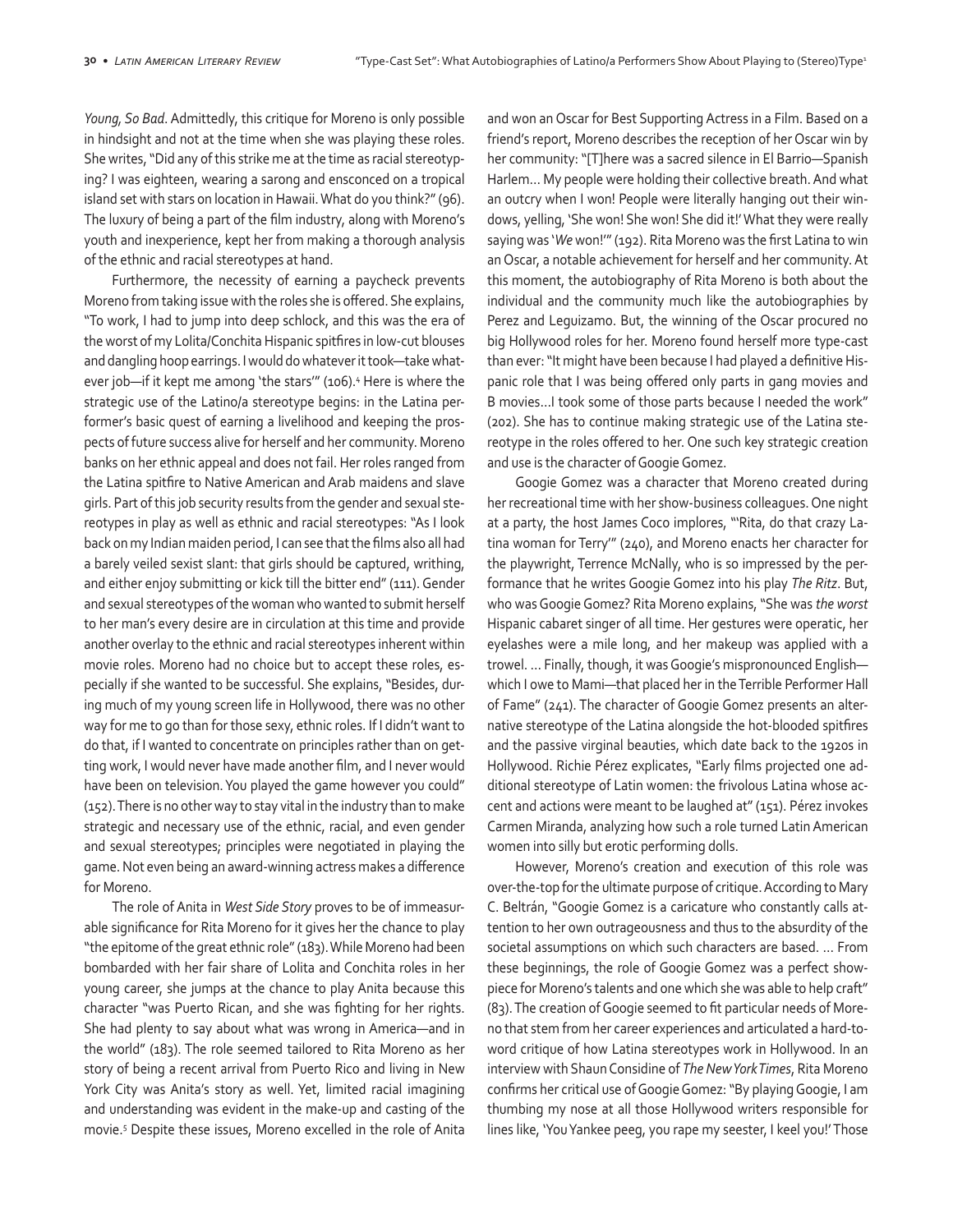*Young, So Bad*. Admittedly, this critique for Moreno is only possible in hindsight and not at the time when she was playing these roles. She writes, "Did any of this strike me at the time as racial stereotyping? I was eighteen, wearing a sarong and ensconced on a tropical island set with stars on location in Hawaii. What do you think?" (96). The luxury of being a part of the film industry, along with Moreno's youth and inexperience, kept her from making a thorough analysis of the ethnic and racial stereotypes at hand.

Furthermore, the necessity of earning a paycheck prevents Moreno from taking issue with the roles she is offered. She explains, "To work, I had to jump into deep schlock, and this was the era of the worst of my Lolita/Conchita Hispanic spitfires in low-cut blouses and dangling hoop earrings. I would do whatever it took—take whatever job—if it kept me among 'the stars'" (106).[4] Here is where the strategic use of the Latino/a stereotype begins: in the Latina performer's basic quest of earning a livelihood and keeping the prospects of future success alive for herself and her community. Moreno banks on her ethnic appeal and does not fail. Her roles ranged from the Latina spitfire to Native American and Arab maidens and slave girls. Part of this job security results from the gender and sexual stereotypes in play as well as ethnic and racial stereotypes: "As I look back on my Indian maiden period, I can see that the films also all had a barely veiled sexist slant: that girls should be captured, writhing, and either enjoy submitting or kick till the bitter end" (111). Gender and sexual stereotypes of the woman who wanted to submit herself to her man's every desire are in circulation at this time and provide another overlay to the ethnic and racial stereotypes inherent within movie roles. Moreno had no choice but to accept these roles, especially if she wanted to be successful. She explains, "Besides, during much of my young screen life in Hollywood, there was no other way for me to go than for those sexy, ethnic roles. If I didn't want to do that, if I wanted to concentrate on principles rather than on getting work, I would never have made another film, and I never would have been on television. You played the game however you could" (152). There is no other way to stay vital in the industry than to make strategic and necessary use of the ethnic, racial, and even gender and sexual stereotypes; principles were negotiated in playing the game. Not even being an award-winning actress makes a difference for Moreno.

The role of Anita in *West Side Story* proves to be of immeasurable significance for Rita Moreno for it gives her the chance to play "the epitome of the great ethnic role" (183). While Moreno had been bombarded with her fair share of Lolita and Conchita roles in her young career, she jumps at the chance to play Anita because this character "was Puerto Rican, and she was fighting for her rights. She had plenty to say about what was wrong in America—and in the world" (183). The role seemed tailored to Rita Moreno as her story of being a recent arrival from Puerto Rico and living in New York City was Anita's story as well. Yet, limited racial imagining and understanding was evident in the make-up and casting of the movie.[5] Despite these issues, Moreno excelled in the role of Anita and won an Oscar for Best Supporting Actress in a Film. Based on a friend's report, Moreno describes the reception of her Oscar win by her community: "[T]here was a sacred silence in El Barrio—Spanish Harlem… My people were holding their collective breath. And what an outcry when I won! People were literally hanging out their windows, yelling, 'She won! She won! She did it!' What they were really saying was '*We* won!'" (192). Rita Moreno was the first Latina to win an Oscar, a notable achievement for herself and her community. At this moment, the autobiography of Rita Moreno is both about the individual and the community much like the autobiographies by Perez and Leguizamo. But, the winning of the Oscar procured no big Hollywood roles for her. Moreno found herself more type-cast than ever: "It might have been because I had played a definitive Hispanic role that I was being offered only parts in gang movies and B movies…I took some of those parts because I needed the work" (202). She has to continue making strategic use of the Latina stereotype in the roles offered to her. One such key strategic creation and use is the character of Googie Gomez.

Googie Gomez was a character that Moreno created during her recreational time with her show-business colleagues. One night at a party, the host James Coco implores, "'Rita, do that crazy Latina woman for Terry'" (240), and Moreno enacts her character for the playwright, Terrence McNally, who is so impressed by the performance that he writes Googie Gomez into his play *The Ritz*. But, who was Googie Gomez? Rita Moreno explains, "She was *the worst* Hispanic cabaret singer of all time. Her gestures were operatic, her eyelashes were a mile long, and her makeup was applied with a trowel. … Finally, though, it was Googie's mispronounced English—which I owe to Mami—that placed her in the Terrible Performer Hall of Fame" (241). The character of Googie Gomez presents an alternative stereotype of the Latina alongside the hot-blooded spitfires and the passive virginal beauties, which date back to the 1920s in Hollywood. Richie Pérez explicates, "Early films projected one additional stereotype of Latin women: the frivolous Latina whose accent and actions were meant to be laughed at" (151). Pérez invokes Carmen Miranda, analyzing how such a role turned Latin American women into silly but erotic performing dolls.

However, Moreno's creation and execution of this role was over-the-top for the ultimate purpose of critique. According to Mary C. Beltrán, "Googie Gomez is a caricature who constantly calls attention to her own outrageousness and thus to the absurdity of the societal assumptions on which such characters are based. … From these beginnings, the role of Googie Gomez was a perfect showpiece for Moreno's talents and one which she was able to help craft" (83). The creation of Googie seemed to fit particular needs of Moreno that stem from her career experiences and articulated a hard-to-word critique of how Latina stereotypes work in Hollywood. In an interview with Shaun Considine of *The New York Times*, Rita Moreno confirms her critical use of Googie Gomez: "By playing Googie, I am thumbing my nose at all those Hollywood writers responsible for lines like, 'You Yankee peeg, you rape my seester, I keel you!' Those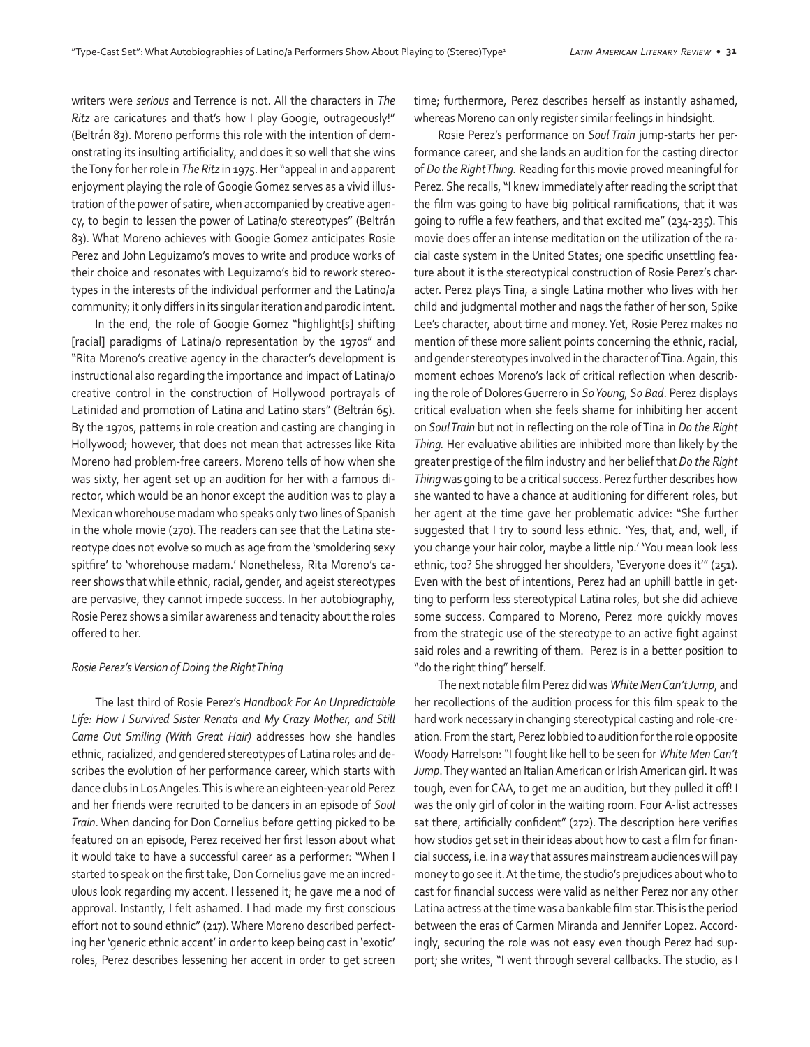writers were *serious* and Terrence is not. All the characters in *The Ritz* are caricatures and that's how I play Googie, outrageously!" (Beltrán 83). Moreno performs this role with the intention of demonstrating its insulting artificiality, and does it so well that she wins the Tony for her role in *The Ritz* in 1975. Her "appeal in and apparent enjoyment playing the role of Googie Gomez serves as a vivid illustration of the power of satire, when accompanied by creative agency, to begin to lessen the power of Latina/o stereotypes" (Beltrán 83). What Moreno achieves with Googie Gomez anticipates Rosie Perez and John Leguizamo's moves to write and produce works of their choice and resonates with Leguizamo's bid to rework stereotypes in the interests of the individual performer and the Latino/a community; it only differs in its singular iteration and parodic intent.

In the end, the role of Googie Gomez "highlight[s] shifting [racial] paradigms of Latina/o representation by the 1970s" and "Rita Moreno's creative agency in the character's development is instructional also regarding the importance and impact of Latina/o creative control in the construction of Hollywood portrayals of Latinidad and promotion of Latina and Latino stars" (Beltrán 65). By the 1970s, patterns in role creation and casting are changing in Hollywood; however, that does not mean that actresses like Rita Moreno had problem-free careers. Moreno tells of how when she was sixty, her agent set up an audition for her with a famous director, which would be an honor except the audition was to play a Mexican whorehouse madam who speaks only two lines of Spanish in the whole movie (270). The readers can see that the Latina stereotype does not evolve so much as age from the 'smoldering sexy spitfire' to 'whorehouse madam.' Nonetheless, Rita Moreno's career shows that while ethnic, racial, gender, and ageist stereotypes are pervasive, they cannot impede success. In her autobiography, Rosie Perez shows a similar awareness and tenacity about the roles offered to her.

### *Rosie Perez's Version of Doing the Right Thing*

The last third of Rosie Perez's *Handbook For An Unpredictable Life: How I Survived Sister Renata and My Crazy Mother, and Still Came Out Smiling (With Great Hair)* addresses how she handles ethnic, racialized, and gendered stereotypes of Latina roles and describes the evolution of her performance career, which starts with dance clubs in Los Angeles. This is where an eighteen-year old Perez and her friends were recruited to be dancers in an episode of *Soul Train*. When dancing for Don Cornelius before getting picked to be featured on an episode, Perez received her first lesson about what it would take to have a successful career as a performer: "When I started to speak on the first take, Don Cornelius gave me an incredulous look regarding my accent. I lessened it; he gave me a nod of approval. Instantly, I felt ashamed. I had made my first conscious effort not to sound ethnic" (217). Where Moreno described perfecting her 'generic ethnic accent' in order to keep being cast in 'exotic' roles, Perez describes lessening her accent in order to get screen time; furthermore, Perez describes herself as instantly ashamed, whereas Moreno can only register similar feelings in hindsight.

Rosie Perez's performance on *Soul Train* jump-starts her performance career, and she lands an audition for the casting director of *Do the Right Thing*. Reading for this movie proved meaningful for Perez. She recalls, "I knew immediately after reading the script that the film was going to have big political ramifications, that it was going to ruffle a few feathers, and that excited me" (234-235). This movie does offer an intense meditation on the utilization of the racial caste system in the United States; one specific unsettling feature about it is the stereotypical construction of Rosie Perez's character. Perez plays Tina, a single Latina mother who lives with her child and judgmental mother and nags the father of her son, Spike Lee's character, about time and money. Yet, Rosie Perez makes no mention of these more salient points concerning the ethnic, racial, and gender stereotypes involved in the character of Tina. Again, this moment echoes Moreno's lack of critical reflection when describing the role of Dolores Guerrero in *So Young, So Bad*. Perez displays critical evaluation when she feels shame for inhibiting her accent on *Soul Train* but not in reflecting on the role of Tina in *Do the Right Thing*. Her evaluative abilities are inhibited more than likely by the greater prestige of the film industry and her belief that *Do the Right Thing* was going to be a critical success. Perez further describes how she wanted to have a chance at auditioning for different roles, but her agent at the time gave her problematic advice: "She further suggested that I try to sound less ethnic. 'Yes, that, and, well, if you change your hair color, maybe a little nip.' 'You mean look less ethnic, too? She shrugged her shoulders, 'Everyone does it'" (251). Even with the best of intentions, Perez had an uphill battle in getting to perform less stereotypical Latina roles, but she did achieve some success. Compared to Moreno, Perez more quickly moves from the strategic use of the stereotype to an active fight against said roles and a rewriting of them. Perez is in a better position to "do the right thing" herself.

The next notable film Perez did was *White Men Can't Jump*, and her recollections of the audition process for this film speak to the hard work necessary in changing stereotypical casting and role-creation. From the start, Perez lobbied to audition for the role opposite Woody Harrelson: "I fought like hell to be seen for *White Men Can't Jump*. They wanted an Italian American or Irish American girl. It was tough, even for CAA, to get me an audition, but they pulled it off! I was the only girl of color in the waiting room. Four A-list actresses sat there, artificially confident" (272). The description here verifies how studios get set in their ideas about how to cast a film for financial success, i.e. in a way that assures mainstream audiences will pay money to go see it. At the time, the studio's prejudices about who to cast for financial success were valid as neither Perez nor any other Latina actress at the time was a bankable film star. This is the period between the eras of Carmen Miranda and Jennifer Lopez. Accordingly, securing the role was not easy even though Perez had support; she writes, "I went through several callbacks. The studio, as I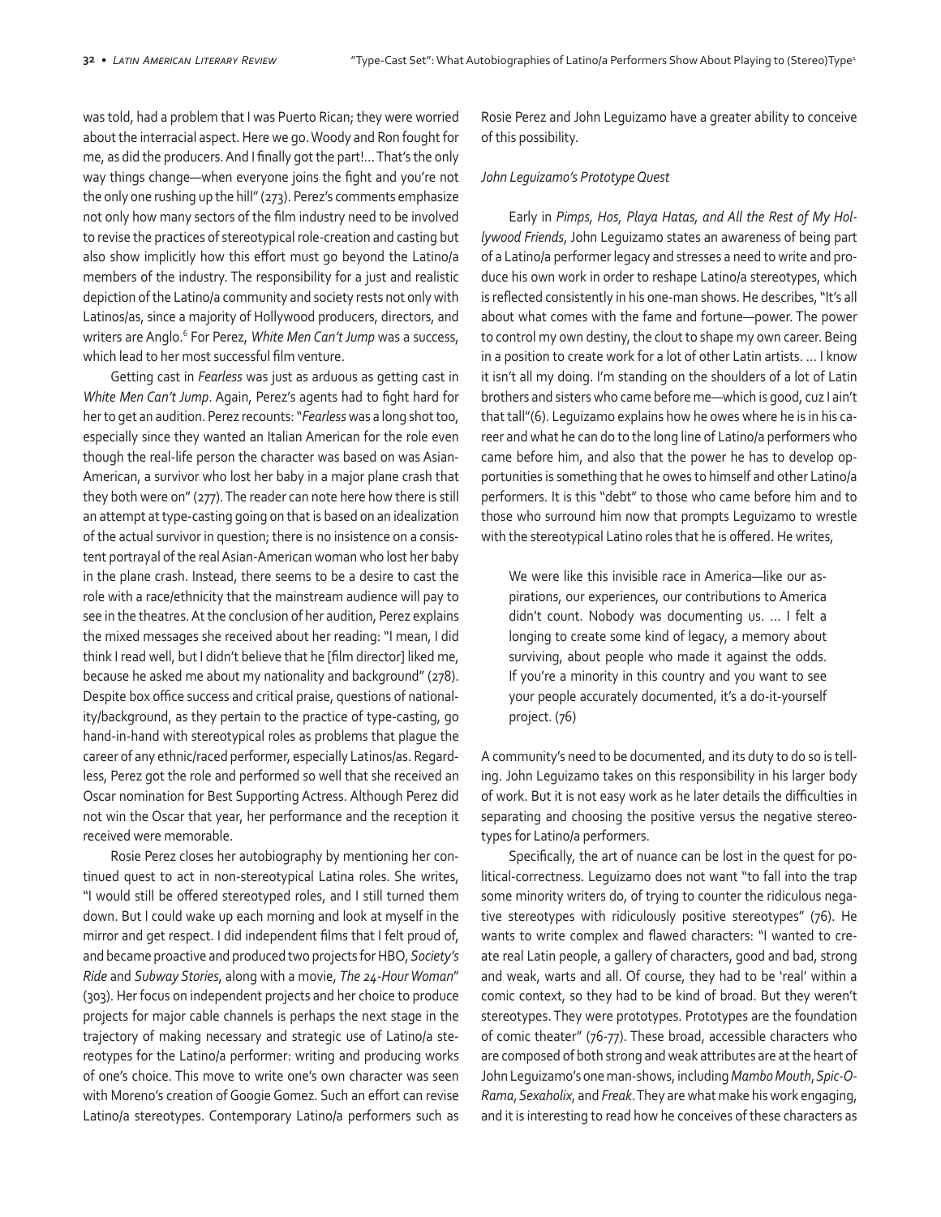was told, had a problem that I was Puerto Rican; they were worried about the interracial aspect. Here we go. Woody and Ron fought for me, as did the producers. And I finally got the part!... That's the only way things change—when everyone joins the fight and you're not the only one rushing up the hill" (273). Perez's comments emphasize not only how many sectors of the film industry need to be involved to revise the practices of stereotypical role-creation and casting but also show implicitly how this effort must go beyond the Latino/a members of the industry. The responsibility for a just and realistic depiction of the Latino/a community and society rests not only with Latinos/as, since a majority of Hollywood producers, directors, and writers are Anglo.[6] For Perez, *White Men Can't Jump* was a success, which lead to her most successful film venture.

Getting cast in *Fearless* was just as arduous as getting cast in *White Men Can't Jump*. Again, Perez's agents had to fight hard for her to get an audition. Perez recounts: "*Fearless* was a long shot too, especially since they wanted an Italian American for the role even though the real-life person the character was based on was Asian-American, a survivor who lost her baby in a major plane crash that they both were on" (277). The reader can note here how there is still an attempt at type-casting going on that is based on an idealization of the actual survivor in question; there is no insistence on a consistent portrayal of the real Asian-American woman who lost her baby in the plane crash. Instead, there seems to be a desire to cast the role with a race/ethnicity that the mainstream audience will pay to see in the theatres. At the conclusion of her audition, Perez explains the mixed messages she received about her reading: "I mean, I did think I read well, but I didn't believe that he [film director] liked me, because he asked me about my nationality and background" (278). Despite box office success and critical praise, questions of nationality/background, as they pertain to the practice of type-casting, go hand-in-hand with stereotypical roles as problems that plague the career of any ethnic/raced performer, especially Latinos/as. Regardless, Perez got the role and performed so well that she received an Oscar nomination for Best Supporting Actress. Although Perez did not win the Oscar that year, her performance and the reception it received were memorable.

Rosie Perez closes her autobiography by mentioning her continued quest to act in non-stereotypical Latina roles. She writes, "I would still be offered stereotyped roles, and I still turned them down. But I could wake up each morning and look at myself in the mirror and get respect. I did independent films that I felt proud of, and became proactive and produced two projects for HBO, *Society's Ride* and *Subway Stories*, along with a movie, *The 24-Hour Woman*" (303). Her focus on independent projects and her choice to produce projects for major cable channels is perhaps the next stage in the trajectory of making necessary and strategic use of Latino/a stereotypes for the Latino/a performer: writing and producing works of one's choice. This move to write one's own character was seen with Moreno's creation of Googie Gomez. Such an effort can revise Latino/a stereotypes. Contemporary Latino/a performers such as Rosie Perez and John Leguizamo have a greater ability to conceive of this possibility.

### *John Leguizamo's Prototype Quest*

Early in *Pimps, Hos, Playa Hatas, and All the Rest of My Hollywood Friends*, John Leguizamo states an awareness of being part of a Latino/a performer legacy and stresses a need to write and produce his own work in order to reshape Latino/a stereotypes, which is reflected consistently in his one-man shows. He describes, "It's all about what comes with the fame and fortune—power. The power to control my own destiny, the clout to shape my own career. Being in a position to create work for a lot of other Latin artists. ... I know it isn't all my doing. I'm standing on the shoulders of a lot of Latin brothers and sisters who came before me—which is good, cuz I ain't that tall"(6). Leguizamo explains how he owes where he is in his career and what he can do to the long line of Latino/a performers who came before him, and also that the power he has to develop opportunities is something that he owes to himself and other Latino/a performers. It is this "debt" to those who came before him and to those who surround him now that prompts Leguizamo to wrestle with the stereotypical Latino roles that he is offered. He writes,

> We were like this invisible race in America—like our aspirations, our experiences, our contributions to America didn't count. Nobody was documenting us. ... I felt a longing to create some kind of legacy, a memory about surviving, about people who made it against the odds. If you're a minority in this country and you want to see your people accurately documented, it's a do-it-yourself project. (76)

A community's need to be documented, and its duty to do so is telling. John Leguizamo takes on this responsibility in his larger body of work. But it is not easy work as he later details the difficulties in separating and choosing the positive versus the negative stereotypes for Latino/a performers.

Specifically, the art of nuance can be lost in the quest for political-correctness. Leguizamo does not want "to fall into the trap some minority writers do, of trying to counter the ridiculous negative stereotypes with ridiculously positive stereotypes" (76). He wants to write complex and flawed characters: "I wanted to create real Latin people, a gallery of characters, good and bad, strong and weak, warts and all. Of course, they had to be 'real' within a comic context, so they had to be kind of broad. But they weren't stereotypes. They were prototypes. Prototypes are the foundation of comic theater" (76-77). These broad, accessible characters who are composed of both strong and weak attributes are at the heart of John Leguizamo's one man-shows, including *Mambo Mouth*, *Spic-O-Rama*, *Sexaholix*, and *Freak*. They are what make his work engaging, and it is interesting to read how he conceives of these characters as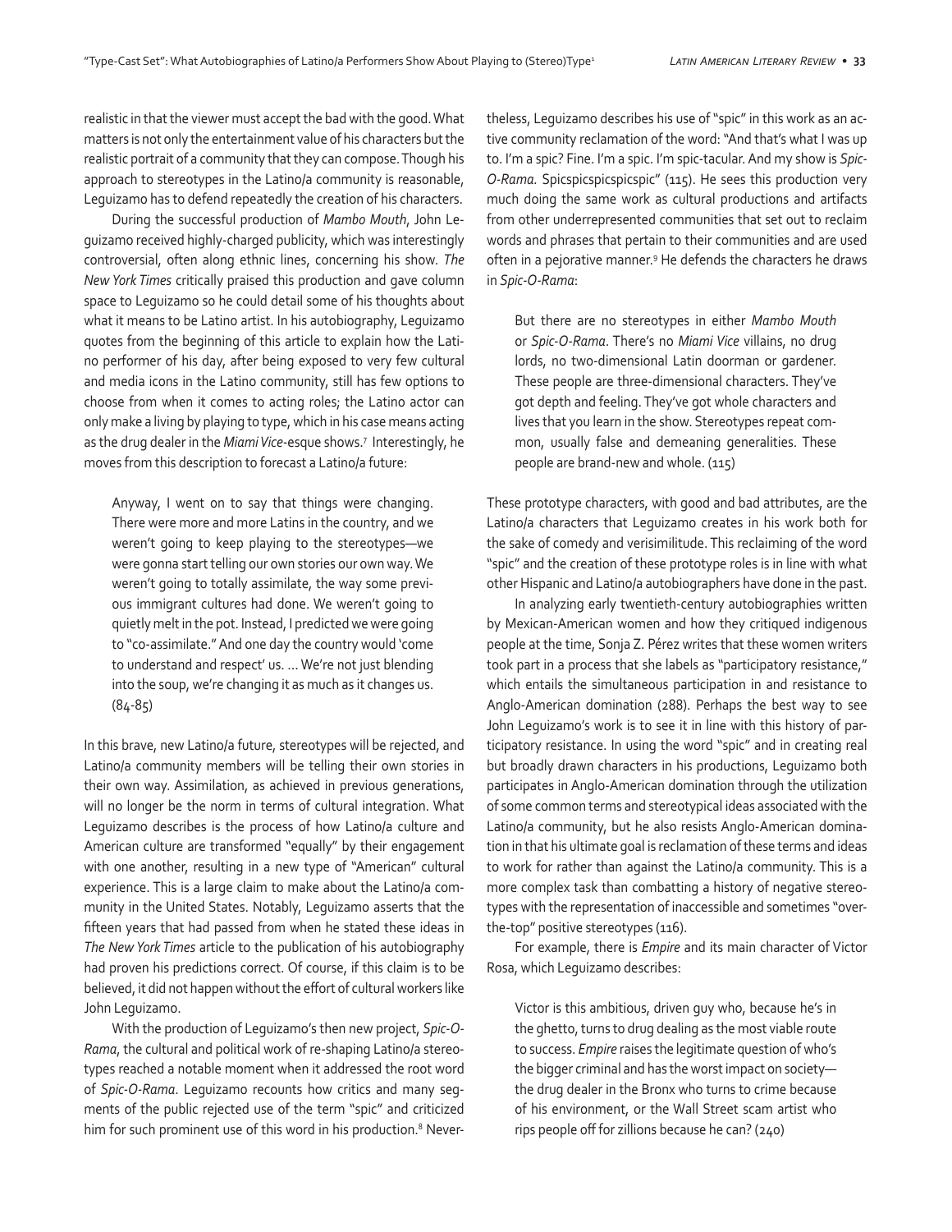realistic in that the viewer must accept the bad with the good. What matters is not only the entertainment value of his characters but the realistic portrait of a community that they can compose. Though his approach to stereotypes in the Latino/a community is reasonable, Leguizamo has to defend repeatedly the creation of his characters.

During the successful production of *Mambo Mouth*, John Leguizamo received highly-charged publicity, which was interestingly controversial, often along ethnic lines, concerning his show. *The New York Times* critically praised this production and gave column space to Leguizamo so he could detail some of his thoughts about what it means to be Latino artist. In his autobiography, Leguizamo quotes from the beginning of this article to explain how the Latino performer of his day, after being exposed to very few cultural and media icons in the Latino community, still has few options to choose from when it comes to acting roles; the Latino actor can only make a living by playing to type, which in his case means acting as the drug dealer in the *Miami Vice*-esque shows.[7] Interestingly, he moves from this description to forecast a Latino/a future:

> Anyway, I went on to say that things were changing. There were more and more Latins in the country, and we weren't going to keep playing to the stereotypes—we were gonna start telling our own stories our own way. We weren't going to totally assimilate, the way some previous immigrant cultures had done. We weren't going to quietly melt in the pot. Instead, I predicted we were going to "co-assimilate." And one day the country would 'come to understand and respect' us. … We're not just blending into the soup, we're changing it as much as it changes us. (84-85)

In this brave, new Latino/a future, stereotypes will be rejected, and Latino/a community members will be telling their own stories in their own way. Assimilation, as achieved in previous generations, will no longer be the norm in terms of cultural integration. What Leguizamo describes is the process of how Latino/a culture and American culture are transformed "equally" by their engagement with one another, resulting in a new type of "American" cultural experience. This is a large claim to make about the Latino/a community in the United States. Notably, Leguizamo asserts that the fifteen years that had passed from when he stated these ideas in *The New York Times* article to the publication of his autobiography had proven his predictions correct. Of course, if this claim is to be believed, it did not happen without the effort of cultural workers like John Leguizamo.

With the production of Leguizamo's then new project, *Spic-O-Rama*, the cultural and political work of re-shaping Latino/a stereotypes reached a notable moment when it addressed the root word of *Spic-O-Rama*. Leguizamo recounts how critics and many segments of the public rejected use of the term "spic" and criticized him for such prominent use of this word in his production.[8] Nevertheless, Leguizamo describes his use of "spic" in this work as an active community reclamation of the word: "And that's what I was up to. I'm a spic? Fine. I'm a spic. I'm spic-tacular. And my show is *Spic-O-Rama*. Spicspicspicspicspic" (115). He sees this production very much doing the same work as cultural productions and artifacts from other underrepresented communities that set out to reclaim words and phrases that pertain to their communities and are used often in a pejorative manner.[9] He defends the characters he draws in *Spic-O-Rama*:

> But there are no stereotypes in either *Mambo Mouth* or *Spic-O-Rama*. There's no *Miami Vice* villains, no drug lords, no two-dimensional Latin doorman or gardener. These people are three-dimensional characters. They've got depth and feeling. They've got whole characters and lives that you learn in the show. Stereotypes repeat common, usually false and demeaning generalities. These people are brand-new and whole. (115)

These prototype characters, with good and bad attributes, are the Latino/a characters that Leguizamo creates in his work both for the sake of comedy and verisimilitude. This reclaiming of the word "spic" and the creation of these prototype roles is in line with what other Hispanic and Latino/a autobiographers have done in the past.

In analyzing early twentieth-century autobiographies written by Mexican-American women and how they critiqued indigenous people at the time, Sonja Z. Pérez writes that these women writers took part in a process that she labels as "participatory resistance," which entails the simultaneous participation in and resistance to Anglo-American domination (288). Perhaps the best way to see John Leguizamo's work is to see it in line with this history of participatory resistance. In using the word "spic" and in creating real but broadly drawn characters in his productions, Leguizamo both participates in Anglo-American domination through the utilization of some common terms and stereotypical ideas associated with the Latino/a community, but he also resists Anglo-American domination in that his ultimate goal is reclamation of these terms and ideas to work for rather than against the Latino/a community. This is a more complex task than combatting a history of negative stereotypes with the representation of inaccessible and sometimes "over-the-top" positive stereotypes (116).

For example, there is *Empire* and its main character of Victor Rosa, which Leguizamo describes:

> Victor is this ambitious, driven guy who, because he's in the ghetto, turns to drug dealing as the most viable route to success. *Empire* raises the legitimate question of who's the bigger criminal and has the worst impact on society—the drug dealer in the Bronx who turns to crime because of his environment, or the Wall Street scam artist who rips people off for zillions because he can? (240)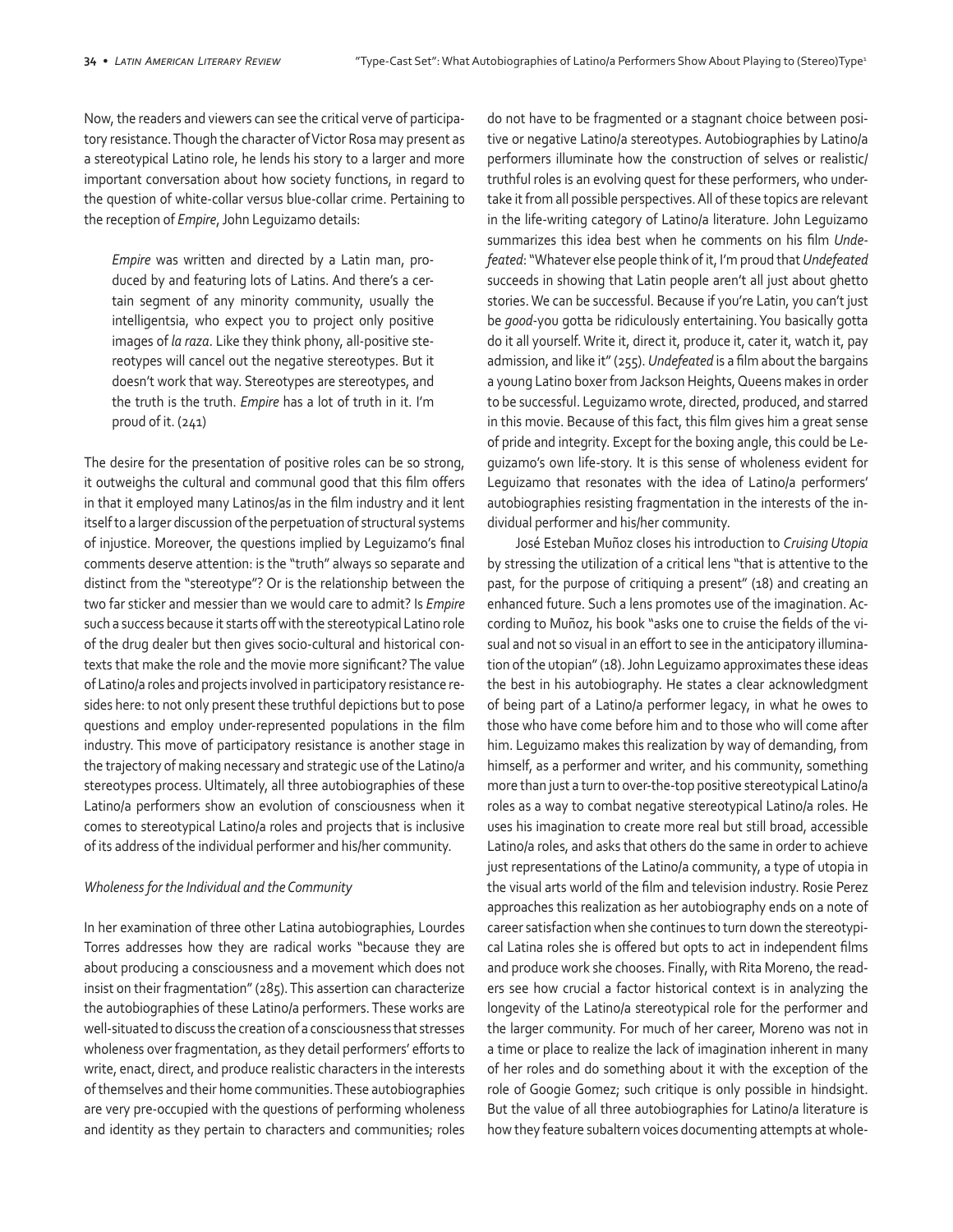Now, the readers and viewers can see the critical verve of participatory resistance. Though the character of Victor Rosa may present as a stereotypical Latino role, he lends his story to a larger and more important conversation about how society functions, in regard to the question of white-collar versus blue-collar crime. Pertaining to the reception of *Empire*, John Leguizamo details:

> *Empire* was written and directed by a Latin man, produced by and featuring lots of Latins. And there's a certain segment of any minority community, usually the intelligentsia, who expect you to project only positive images of *la raza*. Like they think phony, all-positive stereotypes will cancel out the negative stereotypes. But it doesn't work that way. Stereotypes are stereotypes, and the truth is the truth. *Empire* has a lot of truth in it. I'm proud of it. (241)

The desire for the presentation of positive roles can be so strong, it outweighs the cultural and communal good that this film offers in that it employed many Latinos/as in the film industry and it lent itself to a larger discussion of the perpetuation of structural systems of injustice. Moreover, the questions implied by Leguizamo's final comments deserve attention: is the "truth" always so separate and distinct from the "stereotype"? Or is the relationship between the two far sticker and messier than we would care to admit? Is *Empire* such a success because it starts off with the stereotypical Latino role of the drug dealer but then gives socio-cultural and historical contexts that make the role and the movie more significant? The value of Latino/a roles and projects involved in participatory resistance resides here: to not only present these truthful depictions but to pose questions and employ under-represented populations in the film industry. This move of participatory resistance is another stage in the trajectory of making necessary and strategic use of the Latino/a stereotypes process. Ultimately, all three autobiographies of these Latino/a performers show an evolution of consciousness when it comes to stereotypical Latino/a roles and projects that is inclusive of its address of the individual performer and his/her community.

*Wholeness for the Individual and the Community*

In her examination of three other Latina autobiographies, Lourdes Torres addresses how they are radical works "because they are about producing a consciousness and a movement which does not insist on their fragmentation" (285). This assertion can characterize the autobiographies of these Latino/a performers. These works are well-situated to discuss the creation of a consciousness that stresses wholeness over fragmentation, as they detail performers' efforts to write, enact, direct, and produce realistic characters in the interests of themselves and their home communities. These autobiographies are very pre-occupied with the questions of performing wholeness and identity as they pertain to characters and communities; roles do not have to be fragmented or a stagnant choice between positive or negative Latino/a stereotypes. Autobiographies by Latino/a performers illuminate how the construction of selves or realistic/truthful roles is an evolving quest for these performers, who undertake it from all possible perspectives. All of these topics are relevant in the life-writing category of Latino/a literature. John Leguizamo summarizes this idea best when he comments on his film *Undefeated*: "Whatever else people think of it, I'm proud that *Undefeated* succeeds in showing that Latin people aren't all just about ghetto stories. We can be successful. Because if you're Latin, you can't just be *good*-you gotta be ridiculously entertaining. You basically gotta do it all yourself. Write it, direct it, produce it, cater it, watch it, pay admission, and like it" (255). *Undefeated* is a film about the bargains a young Latino boxer from Jackson Heights, Queens makes in order to be successful. Leguizamo wrote, directed, produced, and starred in this movie. Because of this fact, this film gives him a great sense of pride and integrity. Except for the boxing angle, this could be Leguizamo's own life-story. It is this sense of wholeness evident for Leguizamo that resonates with the idea of Latino/a performers' autobiographies resisting fragmentation in the interests of the individual performer and his/her community.

José Esteban Muñoz closes his introduction to *Cruising Utopia* by stressing the utilization of a critical lens "that is attentive to the past, for the purpose of critiquing a present" (18) and creating an enhanced future. Such a lens promotes use of the imagination. According to Muñoz, his book "asks one to cruise the fields of the visual and not so visual in an effort to see in the anticipatory illumination of the utopian" (18). John Leguizamo approximates these ideas the best in his autobiography. He states a clear acknowledgment of being part of a Latino/a performer legacy, in what he owes to those who have come before him and to those who will come after him. Leguizamo makes this realization by way of demanding, from himself, as a performer and writer, and his community, something more than just a turn to over-the-top positive stereotypical Latino/a roles as a way to combat negative stereotypical Latino/a roles. He uses his imagination to create more real but still broad, accessible Latino/a roles, and asks that others do the same in order to achieve just representations of the Latino/a community, a type of utopia in the visual arts world of the film and television industry. Rosie Perez approaches this realization as her autobiography ends on a note of career satisfaction when she continues to turn down the stereotypical Latina roles she is offered but opts to act in independent films and produce work she chooses. Finally, with Rita Moreno, the readers see how crucial a factor historical context is in analyzing the longevity of the Latino/a stereotypical role for the performer and the larger community. For much of her career, Moreno was not in a time or place to realize the lack of imagination inherent in many of her roles and do something about it with the exception of the role of Googie Gomez; such critique is only possible in hindsight. But the value of all three autobiographies for Latino/a literature is how they feature subaltern voices documenting attempts at whole-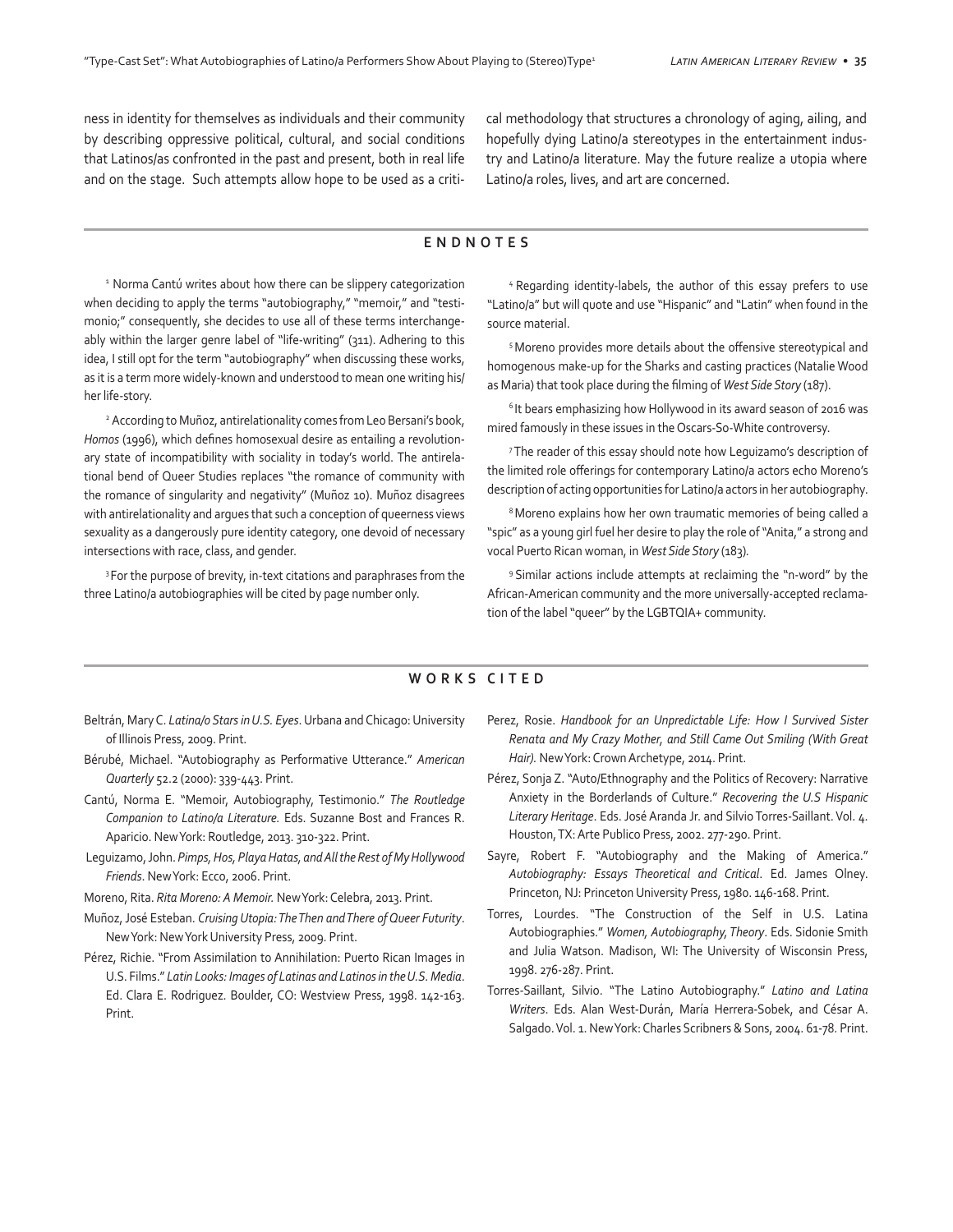ness in identity for themselves as individuals and their community by describing oppressive political, cultural, and social conditions that Latinos/as confronted in the past and present, both in real life and on the stage. Such attempts allow hope to be used as a critical methodology that structures a chronology of aging, ailing, and hopefully dying Latino/a stereotypes in the entertainment industry and Latino/a literature. May the future realize a utopia where Latino/a roles, lives, and art are concerned.

## ENDNOTES

[1] Norma Cantú writes about how there can be slippery categorization when deciding to apply the terms "autobiography," "memoir," and "testimonio;" consequently, she decides to use all of these terms interchangeably within the larger genre label of "life-writing" (311). Adhering to this idea, I still opt for the term "autobiography" when discussing these works, as it is a term more widely-known and understood to mean one writing his/her life-story.

[2] According to Muñoz, antirelationality comes from Leo Bersani's book, *Homos* (1996), which defines homosexual desire as entailing a revolutionary state of incompatibility with sociality in today's world. The antirelational bend of Queer Studies replaces "the romance of community with the romance of singularity and negativity" (Muñoz 10). Muñoz disagrees with antirelationality and argues that such a conception of queerness views sexuality as a dangerously pure identity category, one devoid of necessary intersections with race, class, and gender.

[3] For the purpose of brevity, in-text citations and paraphrases from the three Latino/a autobiographies will be cited by page number only.

[4] Regarding identity-labels, the author of this essay prefers to use "Latino/a" but will quote and use "Hispanic" and "Latin" when found in the source material.

[5] Moreno provides more details about the offensive stereotypical and homogenous make-up for the Sharks and casting practices (Natalie Wood as Maria) that took place during the filming of *West Side Story* (187).

[6] It bears emphasizing how Hollywood in its award season of 2016 was mired famously in these issues in the Oscars-So-White controversy.

[7] The reader of this essay should note how Leguizamo's description of the limited role offerings for contemporary Latino/a actors echo Moreno's description of acting opportunities for Latino/a actors in her autobiography.

[8] Moreno explains how her own traumatic memories of being called a "spic" as a young girl fuel her desire to play the role of "Anita," a strong and vocal Puerto Rican woman, in *West Side Story* (183).

[9] Similar actions include attempts at reclaiming the "n-word" by the African-American community and the more universally-accepted reclamation of the label "queer" by the LGBTQIA+ community.

## WORKS CITED

Beltrán, Mary C. *Latina/o Stars in U.S. Eyes*. Urbana and Chicago: University of Illinois Press, 2009. Print.

Bérubé, Michael. "Autobiography as Performative Utterance." *American Quarterly* 52.2 (2000): 339-443. Print.

Cantú, Norma E. "Memoir, Autobiography, Testimonio." *The Routledge Companion to Latino/a Literature.* Eds. Suzanne Bost and Frances R. Aparicio. New York: Routledge, 2013. 310-322. Print.

Leguizamo, John. *Pimps, Hos, Playa Hatas, and All the Rest of My Hollywood Friends*. New York: Ecco, 2006. Print.

Moreno, Rita. *Rita Moreno: A Memoir.* New York: Celebra, 2013. Print.

Muñoz, José Esteban. *Cruising Utopia: The Then and There of Queer Futurity*. New York: New York University Press, 2009. Print.

Pérez, Richie. "From Assimilation to Annihilation: Puerto Rican Images in U.S. Films." *Latin Looks: Images of Latinas and Latinos in the U.S. Media*. Ed. Clara E. Rodriguez. Boulder, CO: Westview Press, 1998. 142-163. Print.

Perez, Rosie. *Handbook for an Unpredictable Life: How I Survived Sister Renata and My Crazy Mother, and Still Came Out Smiling (With Great Hair).* New York: Crown Archetype, 2014. Print.

Pérez, Sonja Z. "Auto/Ethnography and the Politics of Recovery: Narrative Anxiety in the Borderlands of Culture." *Recovering the U.S Hispanic Literary Heritage*. Eds. José Aranda Jr. and Silvio Torres-Saillant. Vol. 4. Houston, TX: Arte Publico Press, 2002. 277-290. Print.

Sayre, Robert F. "Autobiography and the Making of America." *Autobiography: Essays Theoretical and Critical*. Ed. James Olney. Princeton, NJ: Princeton University Press, 1980. 146-168. Print.

Torres, Lourdes. "The Construction of the Self in U.S. Latina Autobiographies." *Women, Autobiography, Theory*. Eds. Sidonie Smith and Julia Watson. Madison, WI: The University of Wisconsin Press, 1998. 276-287. Print.

Torres-Saillant, Silvio. "The Latino Autobiography." *Latino and Latina Writers*. Eds. Alan West-Durán, María Herrera-Sobek, and César A. Salgado. Vol. 1. New York: Charles Scribners & Sons, 2004. 61-78. Print.